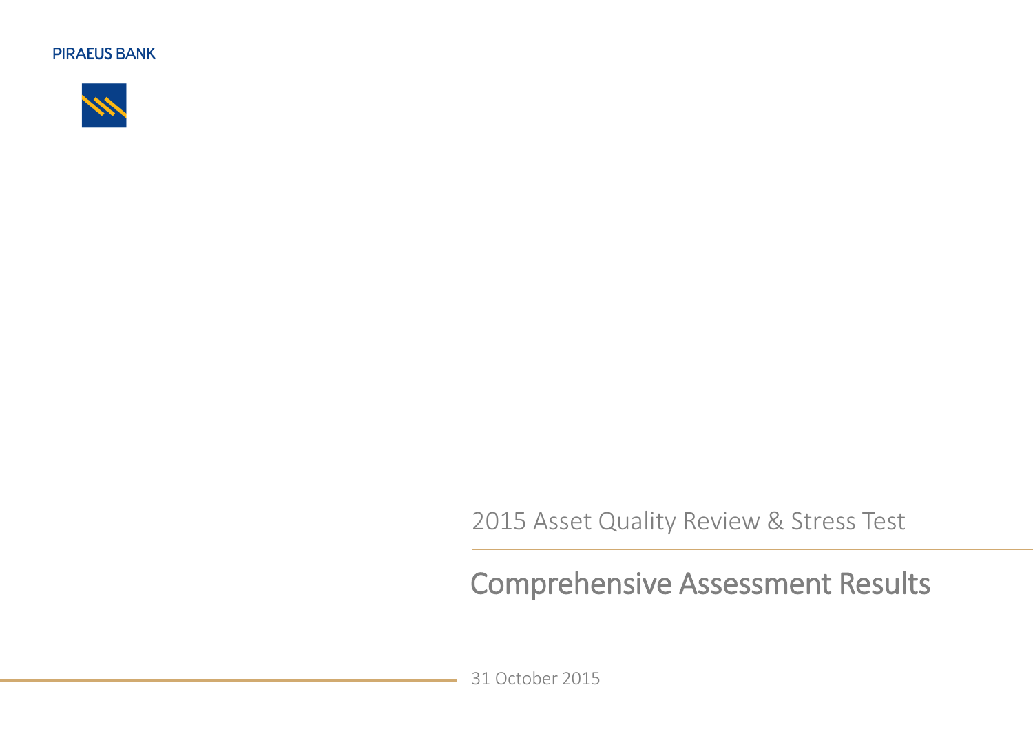PIRAEUS BANK

2015 Asset Quality Review & Stress Test

# Comprehensive Assessment Results

31 October 2015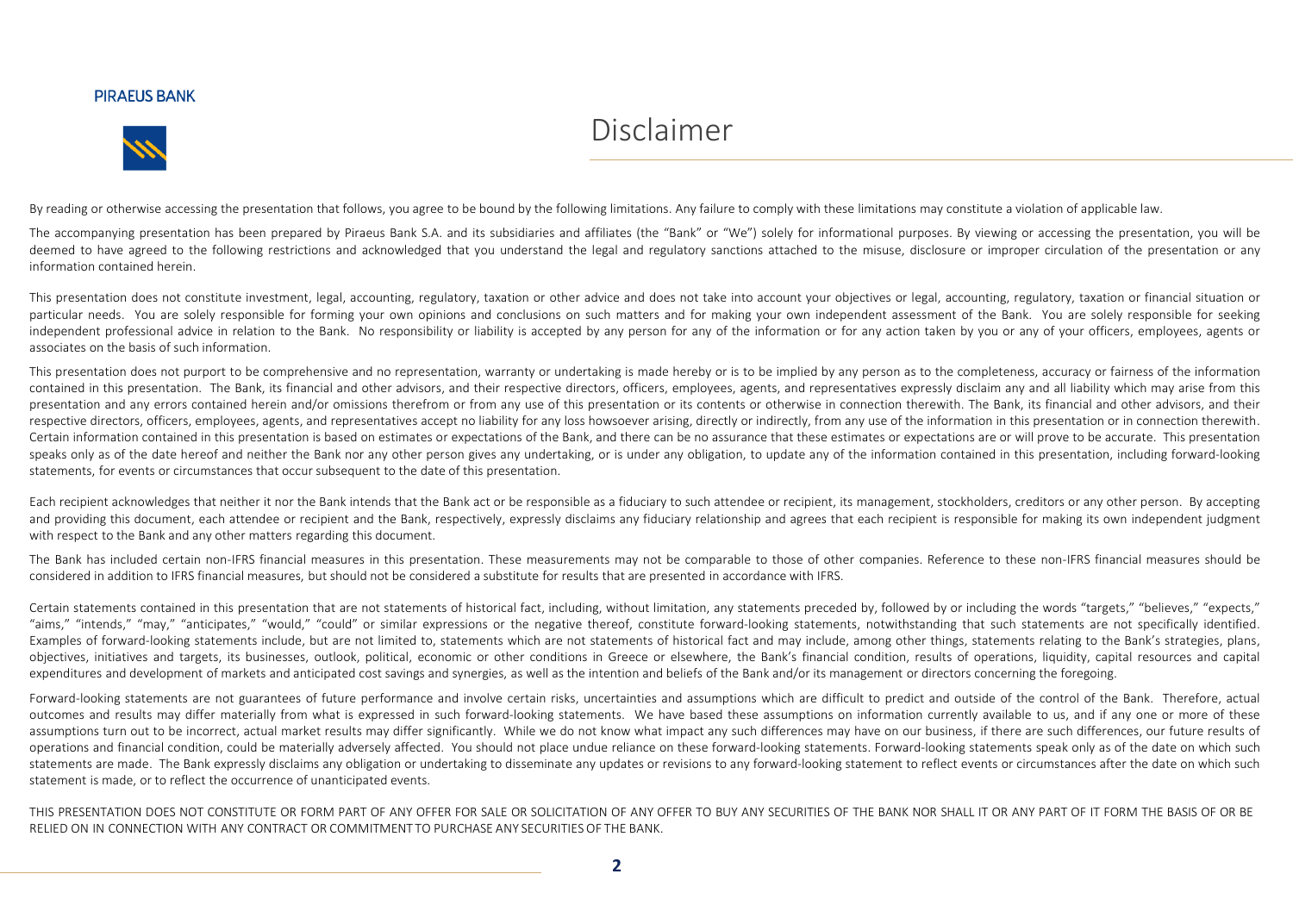# Disclaimer

By reading or otherwise accessing the presentation that follows, you agree to be bound by the following limitations. Any failure to comply with these limitations may constitute a violation of applicable law.

The accompanying presentation has been prepared by Piraeus Bank S.A. and its subsidiaries and affiliates (the "Bank" or "We") solely for informational purposes. By viewing or accessing the presentation, you will be deemed to have agreed to the following restrictions and acknowledged that you understand the legal and regulatory sanctions attached to the misuse, disclosure or improper circulation of the presentation or any information contained herein.

This presentation does not constitute investment, legal, accounting, regulatory, taxation or other advice and does not take into account your objectives or legal, accounting, regulatory, taxation or financial situation or particular needs. You are solely responsible for forming your own opinions and conclusions on such matters and for making your own independent assessment of the Bank. You are solely responsible for seeking independent professional advice in relation to the Bank. No responsibility or liability is accepted by any person for any of the information or for any action taken by you or any of your officers, employees, agents or associates on the basis of such information.

This presentation does not purport to be comprehensive and no representation, warranty or undertaking is made hereby or is to be implied by any person as to the completeness, accuracy or fairness of the information contained in this presentation. The Bank, its financial and other advisors, and their respective directors, officers, employees, agents, and representatives expressly disclaim any and all liability which may arise from this presentation and any errors contained herein and/or omissions therefrom or from any use of this presentation or its contents or otherwise in connection therewith. The Bank, its financial and other advisors, and their respective directors, officers, employees, agents, and representatives accept no liability for any loss howsoever arising, directly or indirectly, from any use of the information in this presentation or in connection therewith. Certain information contained in this presentation is based on estimates or expectations of the Bank, and there can be no assurance that these estimates or expectations are or will prove to be accurate. This presentation speaks only as of the date hereof and neither the Bank nor any other person gives any undertaking, or is under any obligation, to update any of the information contained in this presentation, including forward-looking statements, for events or circumstances that occur subsequent to the date of this presentation.

Each recipient acknowledges that neither it nor the Bank intends that the Bank act or be responsible as a fiduciary to such attendee or recipient, its management, stockholders, creditors or any other person. By accepting and providing this document, each attendee or recipient and the Bank, respectively, expressly disclaims any fiduciary relationship and agrees that each recipient is responsible for making its own independent judgment with respect to the Bank and any other matters regarding this document.

The Bank has included certain non-IFRS financial measures in this presentation. These measurements may not be comparable to those of other companies. Reference to these non-IFRS financial measures should be considered in addition to IFRS financial measures, but should not be considered a substitute for results that are presented in accordance with IFRS.

Certain statements contained in this presentation that are not statements of historical fact, including, without limitation, any statements preceded by, followed by or including the words "targets," "believes," "expects," "aims," "intends," "may," "anticipates," "would," "could" or similar expressions or the negative thereof, constitute forward-looking statements, notwithstanding that such statements are not specifically identified. Examples of forward-looking statements include, but are not limited to, statements which are not statements of historical fact and may include, among other things, statements relating to the Bank's strategies, plans, objectives, initiatives and targets, its businesses, outlook, political, economic or other conditions in Greece or elsewhere, the Bank's financial condition, results of operations, liquidity, capital resources and capital expenditures and development of markets and anticipated cost savings and synergies, as well as the intention and beliefs of the Bank and/or its management or directors concerning the foregoing.

Forward-looking statements are not guarantees of future performance and involve certain risks, uncertainties and assumptions which are difficult to predict and outside of the control of the Bank. Therefore, actual outcomes and results may differ materially from what is expressed in such forward-looking statements. We have based these assumptions on information currently available to us, and if any one or more of these assumptions turn out to be incorrect, actual market results may differ significantly. While we do not know what impact any such differences may have on our business, if there are such differences, our future results of operations and financial condition, could be materially adversely affected. You should not place undue reliance on these forward-looking statements. Forward-looking statements speak only as of the date on which such statements are made. The Bank expressly disclaims any obligation or undertaking to disseminate any updates or revisions to any forward-looking statement to reflect events or circumstances after the date on which such statement is made, or to reflect the occurrence of unanticipated events.

THIS PRESENTATION DOES NOT CONSTITUTE OR FORM PART OF ANY OFFER FOR SALE OR SOLICITATION OF ANY OFFER TO BUY ANY SECURITIES OF THE BANK NOR SHALL IT OR ANY PART OF IT FORM THE BASIS OF OR BE RELIED ON IN CONNECTION WITH ANY CONTRACT OR COMMITMENT TO PURCHASE ANY SECURITIES OF THE BANK.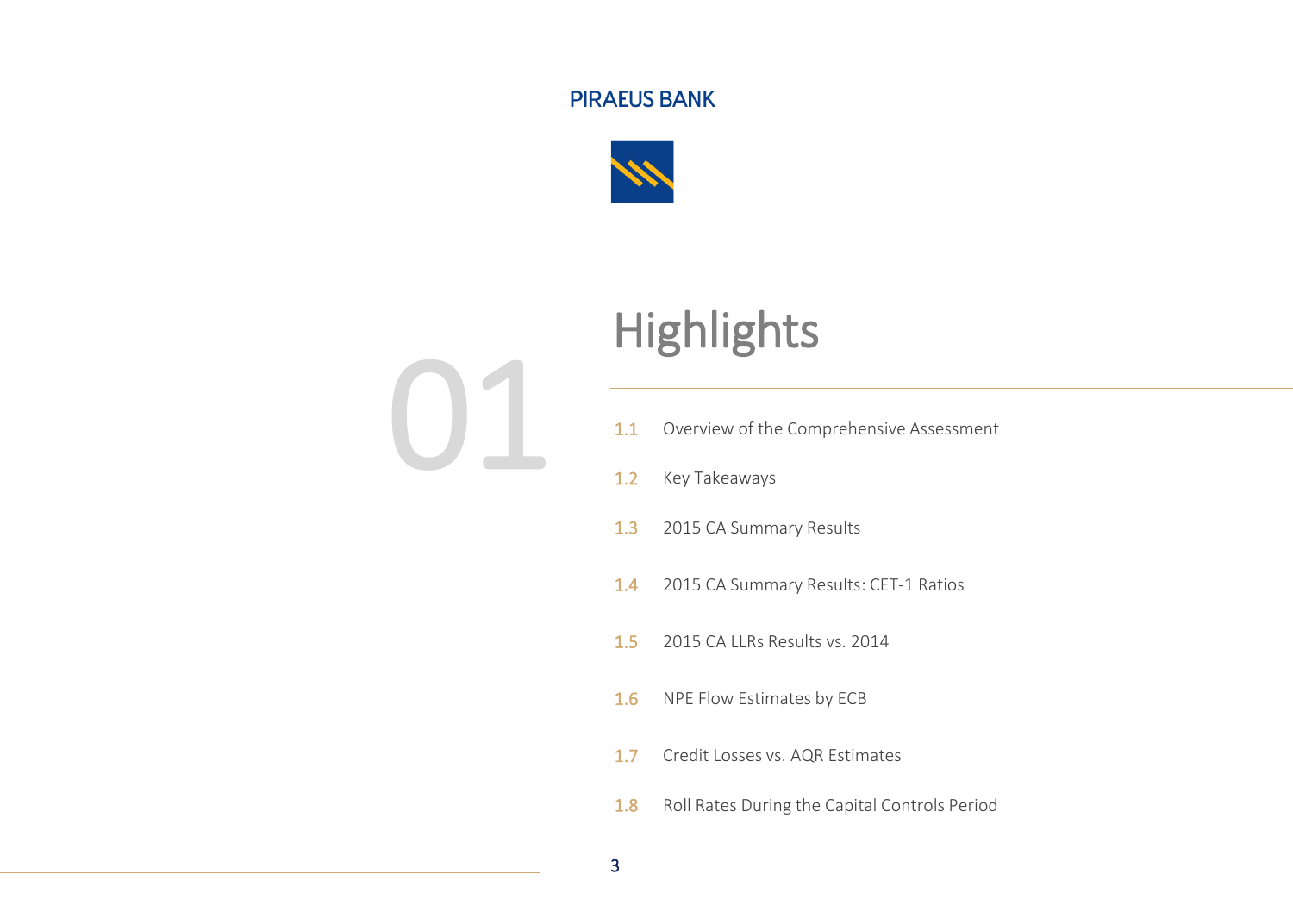PIRAEUS BANK

01

# Highlights

- 1.1 Overview of the Comprehensive Assessment
- 1.2 Key Takeaways
- 1.3 2015 CA Summary Results
- 1.4 2015 CA Summary Results: CET-1 Ratios
- 1.5 2015 CA LLRs Results vs. 2014
- 1.6 NPE Flow Estimates by ECB
- 1.7 Credit Losses vs. AQR Estimates
- 1.8 Roll Rates During the Capital Controls Period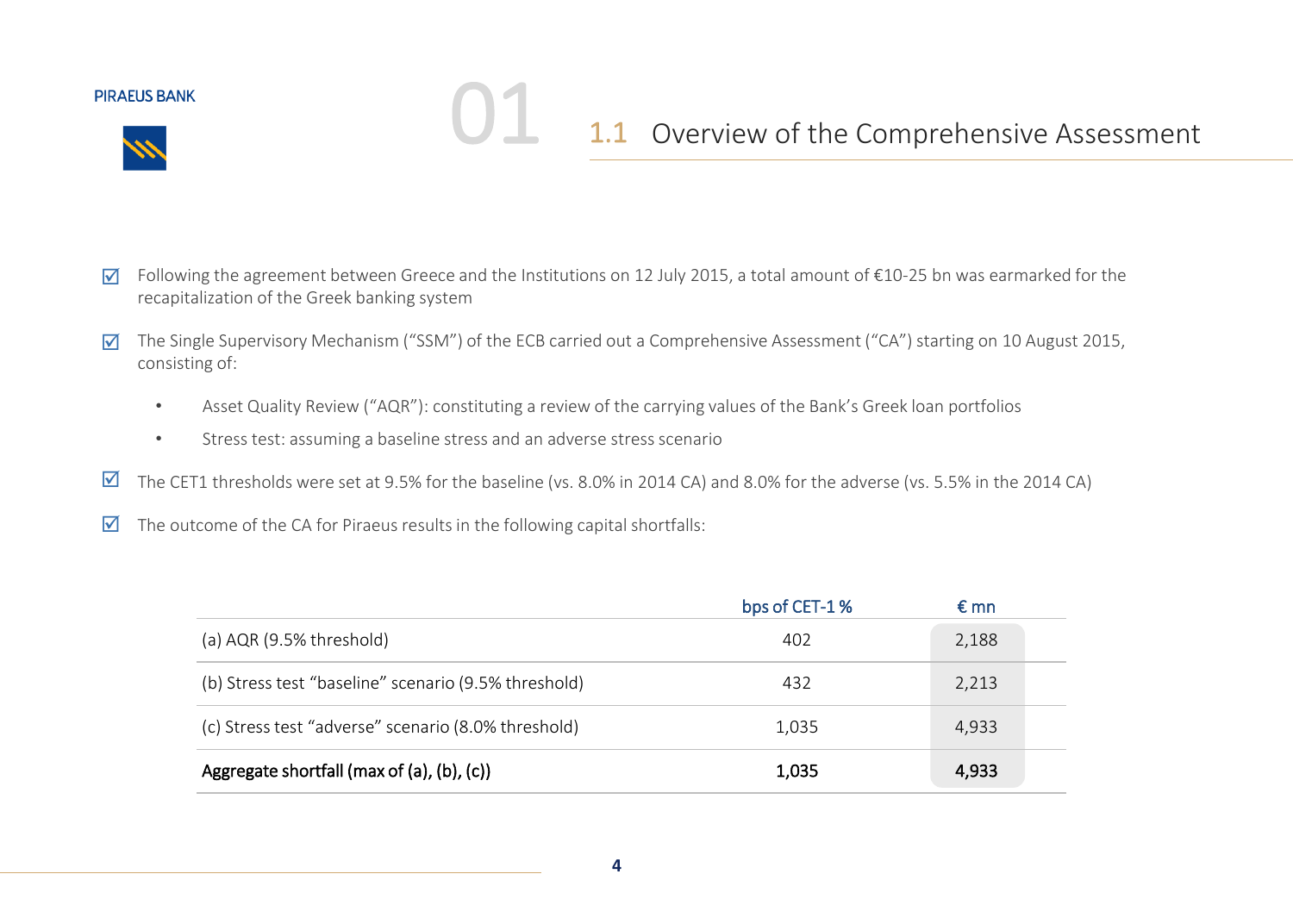## 1.1 Overview of the Comprehensive Assessment

- ☑ Following the agreement between Greece and the Institutions on 12 July 2015, a total amount of €10-25 bn was earmarked for the recapitalization of the Greek banking system
- ☑ The Single Supervisory Mechanism ("SSM") of the ECB carried out a Comprehensive Assessment ("CA") starting on 10 August 2015, consisting of:
  - Asset Quality Review ("AQR"): constituting a review of the carrying values of the Bank's Greek loan portfolios
  - Stress test: assuming a baseline stress and an adverse stress scenario
- ☑ The CET1 thresholds were set at 9.5% for the baseline (vs. 8.0% in 2014 CA) and 8.0% for the adverse (vs. 5.5% in the 2014 CA)
- ☑ The outcome of the CA for Piraeus results in the following capital shortfalls:

| | bps of CET-1 % | € mn |
|---|---|---|
| (a) AQR (9.5% threshold) | 402 | 2,188 |
| (b) Stress test "baseline" scenario (9.5% threshold) | 432 | 2,213 |
| (c) Stress test "adverse" scenario (8.0% threshold) | 1,035 | 4,933 |
| **Aggregate shortfall (max of (a), (b), (c))** | **1,035** | **4,933** |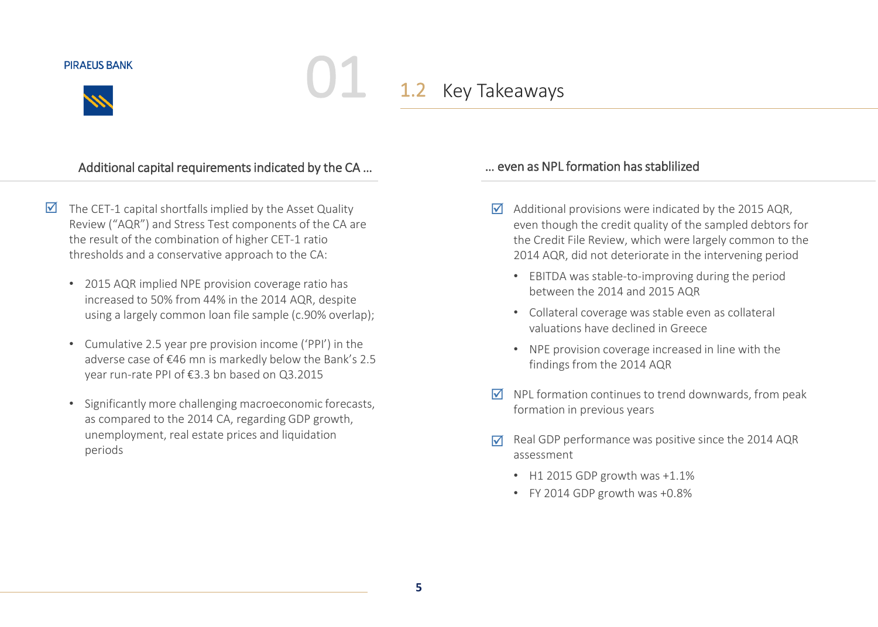## 1.2 Key Takeaways

### Additional capital requirements indicated by the CA …

- ☑ The CET-1 capital shortfalls implied by the Asset Quality Review (“AQR”) and Stress Test components of the CA are the result of the combination of higher CET-1 ratio thresholds and a conservative approach to the CA:
  - 2015 AQR implied NPE provision coverage ratio has increased to 50% from 44% in the 2014 AQR, despite using a largely common loan file sample (c.90% overlap);
  - Cumulative 2.5 year pre provision income (‘PPI’) in the adverse case of €46 mn is markedly below the Bank’s 2.5 year run-rate PPI of €3.3 bn based on Q3.2015
  - Significantly more challenging macroeconomic forecasts, as compared to the 2014 CA, regarding GDP growth, unemployment, real estate prices and liquidation periods

### … even as NPL formation has stablilized

- ☑ Additional provisions were indicated by the 2015 AQR, even though the credit quality of the sampled debtors for the Credit File Review, which were largely common to the 2014 AQR, did not deteriorate in the intervening period
  - EBITDA was stable-to-improving during the period between the 2014 and 2015 AQR
  - Collateral coverage was stable even as collateral valuations have declined in Greece
  - NPE provision coverage increased in line with the findings from the 2014 AQR
- ☑ NPL formation continues to trend downwards, from peak formation in previous years
- ☑ Real GDP performance was positive since the 2014 AQR assessment
  - H1 2015 GDP growth was +1.1%
  - FY 2014 GDP growth was +0.8%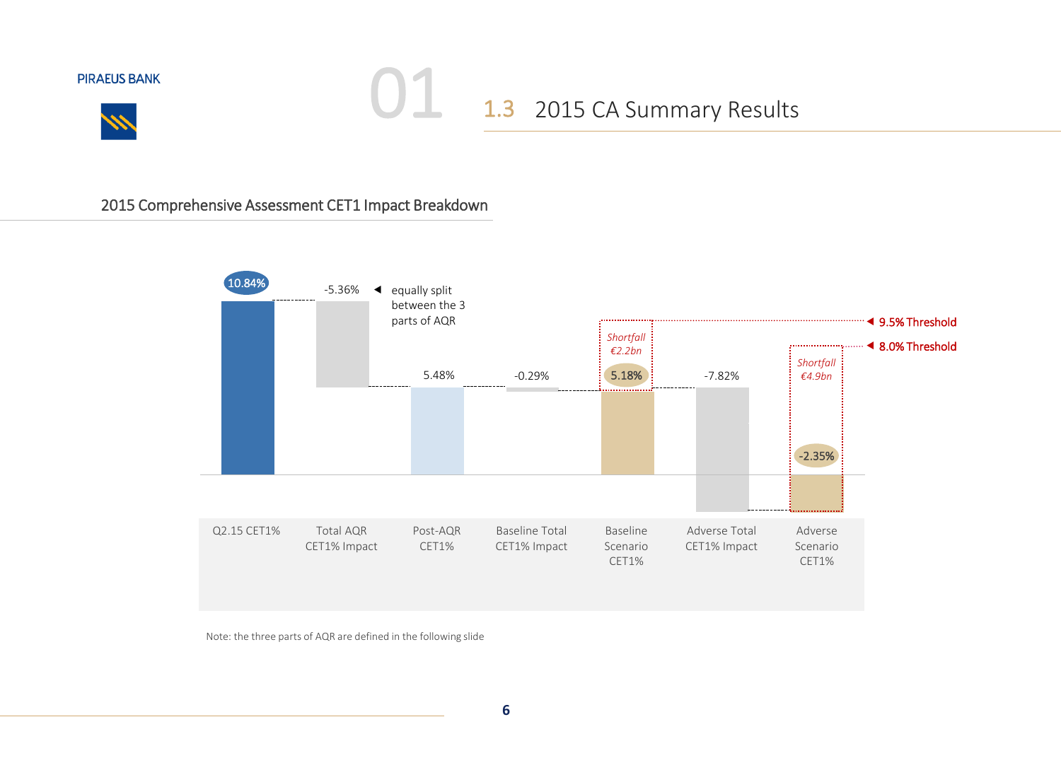# 1.3 2015 CA Summary Results

## 2015 Comprehensive Assessment CET1 Impact Breakdown

| Q2.15 CET1% | Total AQR CET1% Impact | Post-AQR CET1% | Baseline Total CET1% Impact | Baseline Scenario CET1% | Adverse Total CET1% Impact | Adverse Scenario CET1% |
|---|---|---|---|---|---|---|
| 10.84% | -5.36% | 5.48% | -0.29% | 5.18% | -7.82% | -2.35% |

- Total AQR CET1% Impact (-5.36%): equally split between the 3 parts of AQR
- Baseline Scenario CET1%: *Shortfall €2.2bn* (9.5% Threshold)
- Adverse Scenario CET1%: *Shortfall €4.9bn* (8.0% Threshold)

Note: the three parts of AQR are defined in the following slide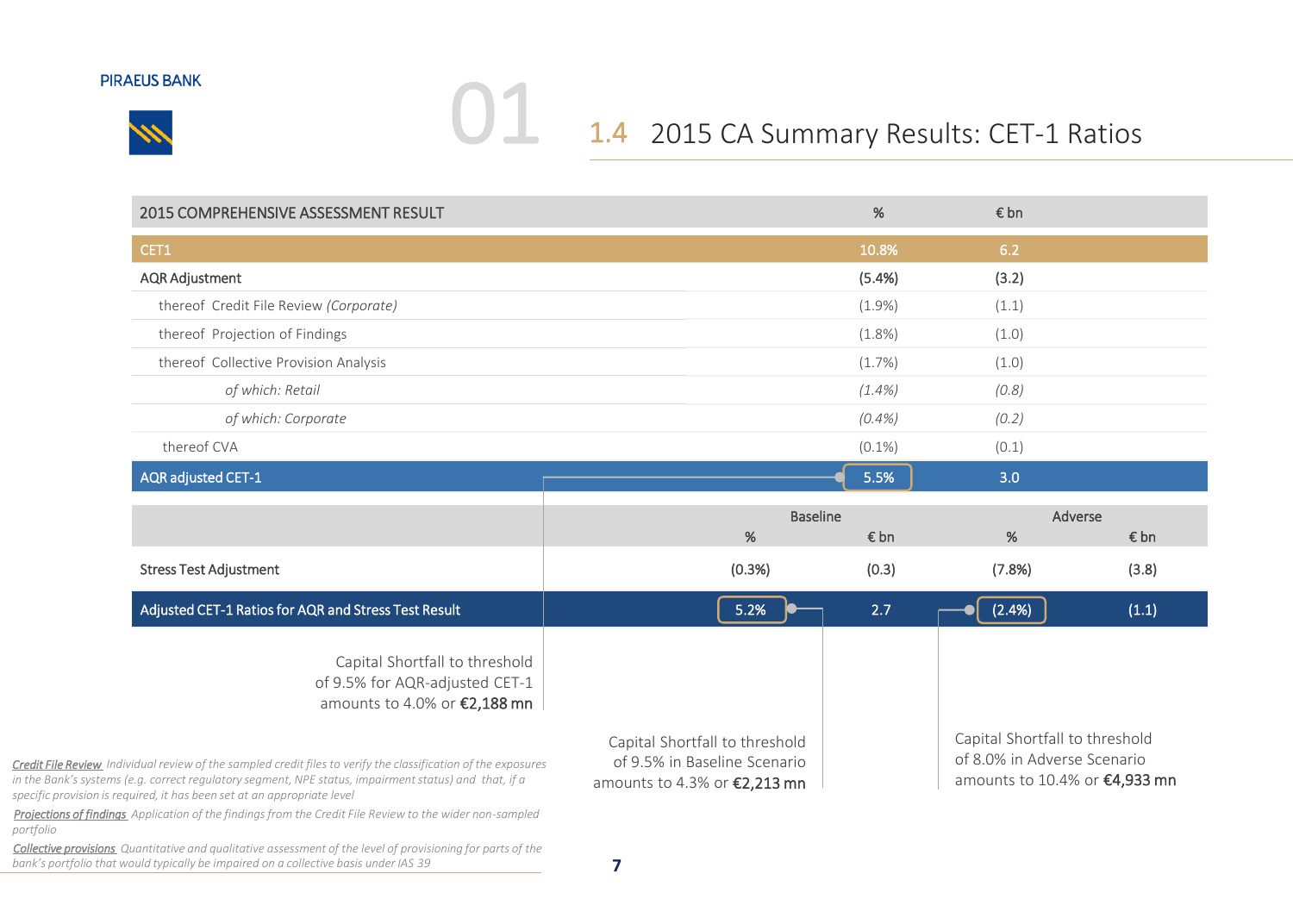## 1.4 2015 CA Summary Results: CET-1 Ratios

| 2015 COMPREHENSIVE ASSESSMENT RESULT | % | € bn | | |
|---|---|---|---|---|
| CET1 | 10.8% | 6.2 | | |
| AQR Adjustment | (5.4%) | (3.2) | | |
| thereof Credit File Review *(Corporate)* | (1.9%) | (1.1) | | |
| thereof Projection of Findings | (1.8%) | (1.0) | | |
| thereof Collective Provision Analysis | (1.7%) | (1.0) | | |
| *of which: Retail* | *(1.4%)* | *(0.8)* | | |
| *of which: Corporate* | *(0.4%)* | *(0.2)* | | |
| thereof CVA | (0.1%) | (0.1) | | |
| AQR adjusted CET-1 | 5.5% | 3.0 | | |
| | Baseline | | Adverse | |
| | % | € bn | % | € bn |
| Stress Test Adjustment | (0.3%) | (0.3) | (7.8%) | (3.8) |
| Adjusted CET-1 Ratios for AQR and Stress Test Result | 5.2% | 2.7 | (2.4%) | (1.1) |

Capital Shortfall to threshold of 9.5% for AQR-adjusted CET-1 amounts to 4.0% or **€2,188 mn**

Capital Shortfall to threshold of 9.5% in Baseline Scenario amounts to 4.3% or **€2,213 mn**

Capital Shortfall to threshold of 8.0% in Adverse Scenario amounts to 10.4% or **€4,933 mn**

*Credit File Review* Individual review of the sampled credit files to verify the classification of the exposures in the Bank's systems (e.g. correct regulatory segment, NPE status, impairment status) and that, if a specific provision is required, it has been set at an appropriate level

*Projections of findings* Application of the findings from the Credit File Review to the wider non-sampled portfolio

*Collective provisions* Quantitative and qualitative assessment of the level of provisioning for parts of the bank's portfolio that would typically be impaired on a collective basis under IAS 39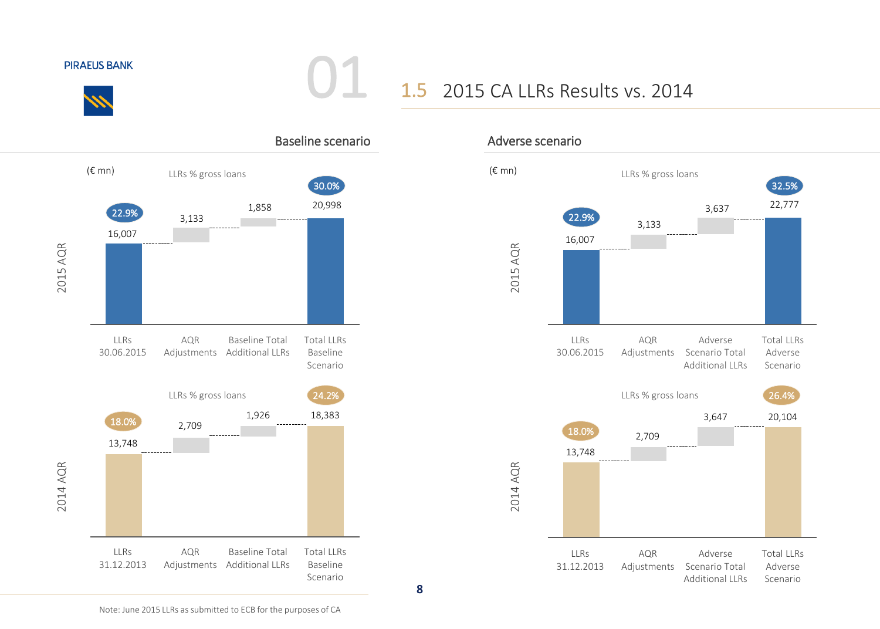# 1.5 2015 CA LLRs Results vs. 2014

## Baseline scenario

(€ mn)

**2015 AQR**

| | LLRs 30.06.2015 | AQR Adjustments | Baseline Total Additional LLRs | Total LLRs Baseline Scenario |
|---|---|---|---|---|
| € mn | 16,007 | 3,133 | 1,858 | 20,998 |
| LLRs % gross loans | 22.9% | | | 30.0% |

**2014 AQR**

| | LLRs 31.12.2013 | AQR Adjustments | Baseline Total Additional LLRs | Total LLRs Baseline Scenario |
|---|---|---|---|---|
| € mn | 13,748 | 2,709 | 1,926 | 18,383 |
| LLRs % gross loans | 18.0% | | | 24.2% |

## Adverse scenario

(€ mn)

**2015 AQR**

| | LLRs 30.06.2015 | AQR Adjustments | Adverse Scenario Total Additional LLRs | Total LLRs Adverse Scenario |
|---|---|---|---|---|
| € mn | 16,007 | 3,133 | 3,637 | 22,777 |
| LLRs % gross loans | 22.9% | | | 32.5% |

**2014 AQR**

| | LLRs 31.12.2013 | AQR Adjustments | Adverse Scenario Total Additional LLRs | Total LLRs Adverse Scenario |
|---|---|---|---|---|
| € mn | 13,748 | 2,709 | 3,647 | 20,104 |
| LLRs % gross loans | 18.0% | | | 26.4% |

Note: June 2015 LLRs as submitted to ECB for the purposes of CA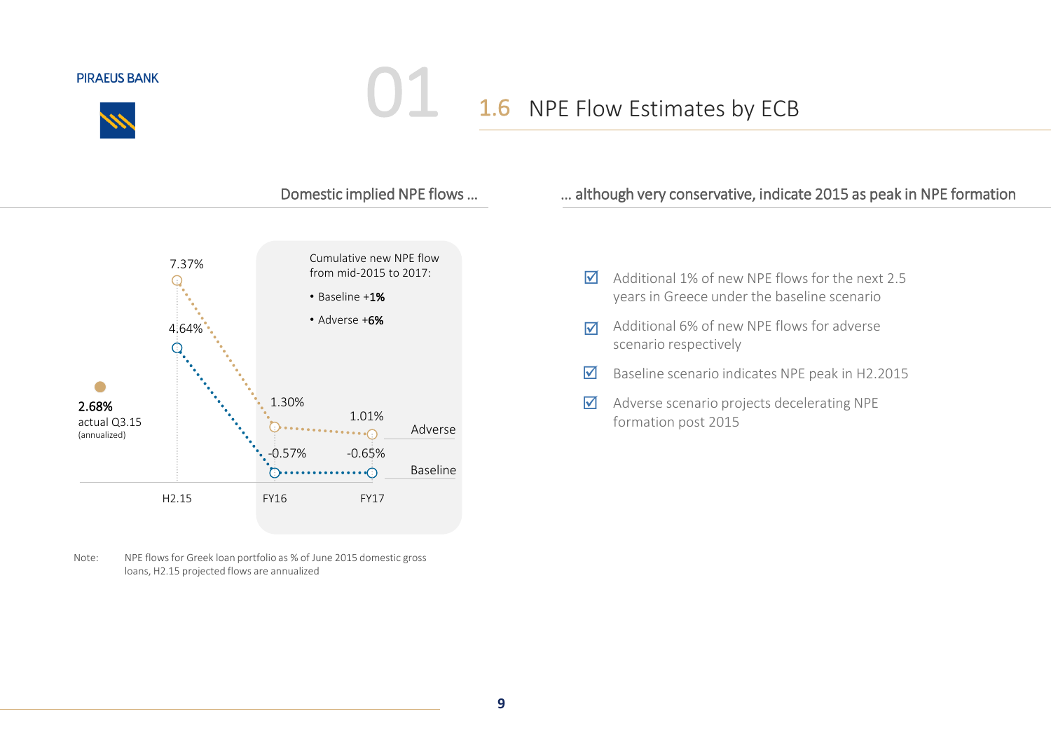# 1.6 NPE Flow Estimates by ECB

## Domestic implied NPE flows …

2.68%
actual Q3.15
(annualized)

| | H2.15 | FY16 | FY17 |
|---|---|---|---|
| Adverse | 7.37% | 1.30% | 1.01% |
| Baseline | 4.64% | -0.57% | -0.65% |

Cumulative new NPE flow from mid-2015 to 2017:

- Baseline **+1%**
- Adverse **+6%**

Note: NPE flows for Greek loan portfolio as % of June 2015 domestic gross loans, H2.15 projected flows are annualized

## … although very conservative, indicate 2015 as peak in NPE formation

- Additional 1% of new NPE flows for the next 2.5 years in Greece under the baseline scenario
- Additional 6% of new NPE flows for adverse scenario respectively
- Baseline scenario indicates NPE peak in H2.2015
- Adverse scenario projects decelerating NPE formation post 2015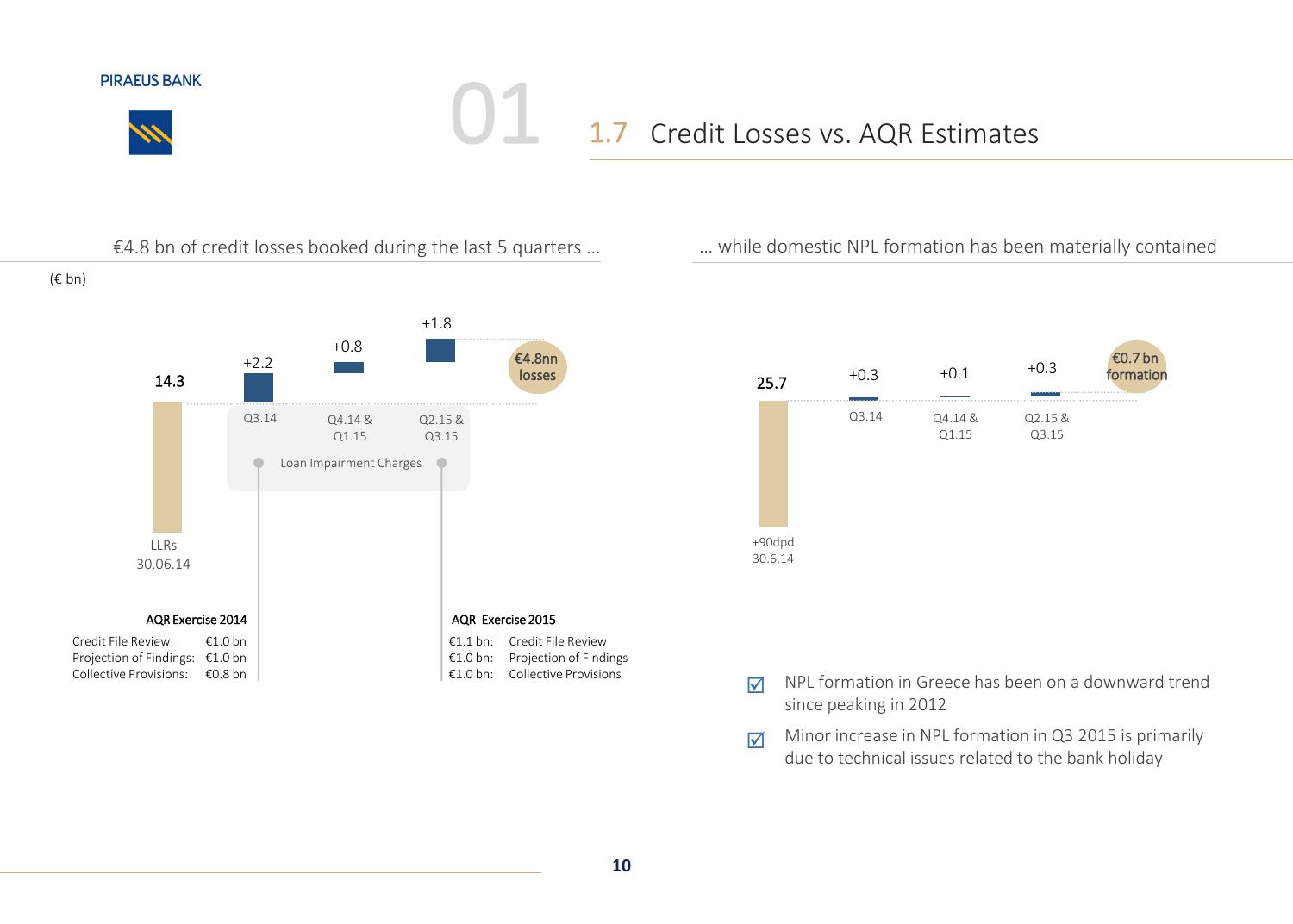# 1.7 Credit Losses vs. AQR Estimates

## €4.8 bn of credit losses booked during the last 5 quarters …

(€ bn)

| | LLRs 30.06.14 | Q3.14 | Q4.14 & Q1.15 | Q2.15 & Q3.15 | Total |
|---|---|---|---|---|---|
| Loan Impairment Charges | 14.3 | +2.2 | +0.8 | +1.8 | €4.8nn losses |

**AQR Exercise 2014**

- Credit File Review: €1.0 bn
- Projection of Findings: €1.0 bn
- Collective Provisions: €0.8 bn

**AQR Exercise 2015**

- €1.1 bn: Credit File Review
- €1.0 bn: Projection of Findings
- €1.0 bn: Collective Provisions

## … while domestic NPL formation has been materially contained

| +90dpd 30.6.14 | Q3.14 | Q4.14 & Q1.15 | Q2.15 & Q3.15 | Total |
|---|---|---|---|---|
| 25.7 | +0.3 | +0.1 | +0.3 | €0.7 bn formation |

- ☑ NPL formation in Greece has been on a downward trend since peaking in 2012
- ☑ Minor increase in NPL formation in Q3 2015 is primarily due to technical issues related to the bank holiday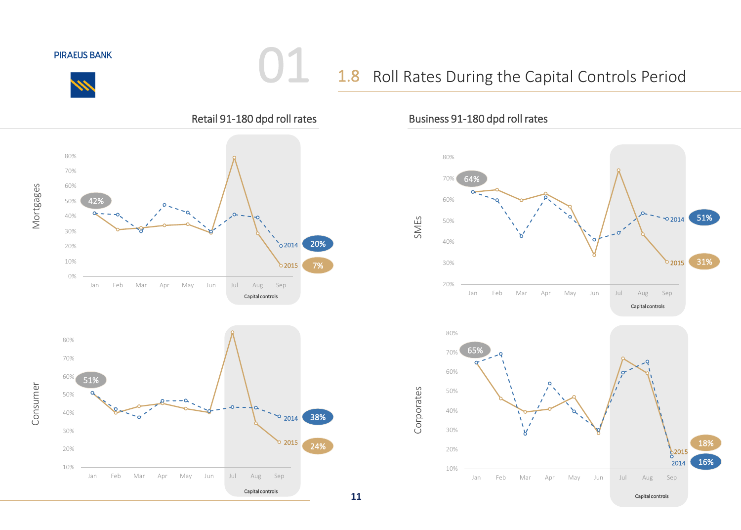## 1.8 Roll Rates During the Capital Controls Period

### Retail 91-180 dpd roll rates

**Mortgages**

- Jan: 42%
- Sep: 2014 – 20%; 2015 – 7%

**Consumer**

- Jan: 51%
- Sep: 2014 – 38%; 2015 – 24%

### Business 91-180 dpd roll rates

**SMEs**

- Jan: 64%
- Sep: 2014 – 51%; 2015 – 31%

**Corporates**

- Jan: 65%
- Sep: 2015 – 18%; 2014 – 16%

Capital controls (Jul – Sep)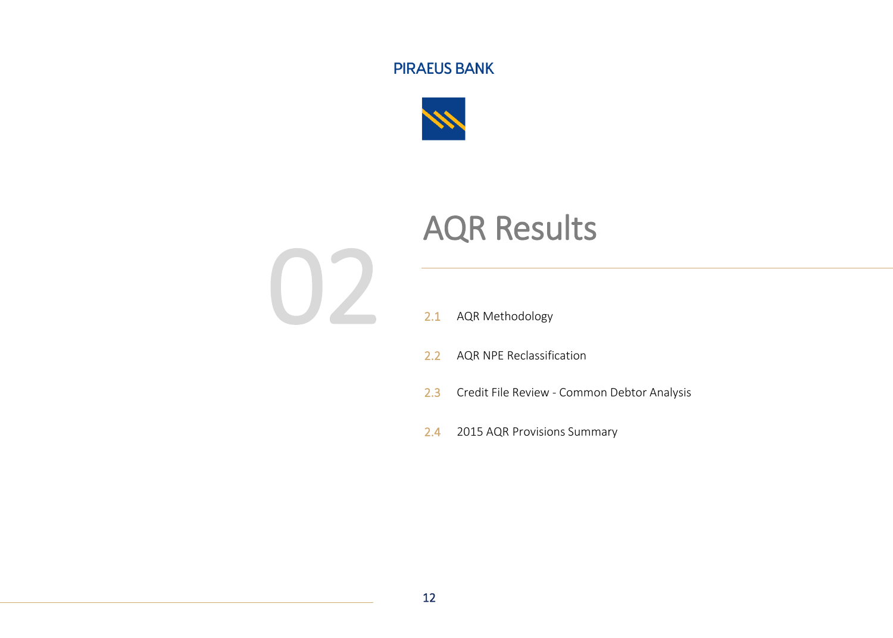PIRAEUS BANK

# 02 AQR Results

2.1 AQR Methodology

2.2 AQR NPE Reclassification

2.3 Credit File Review - Common Debtor Analysis

2.4 2015 AQR Provisions Summary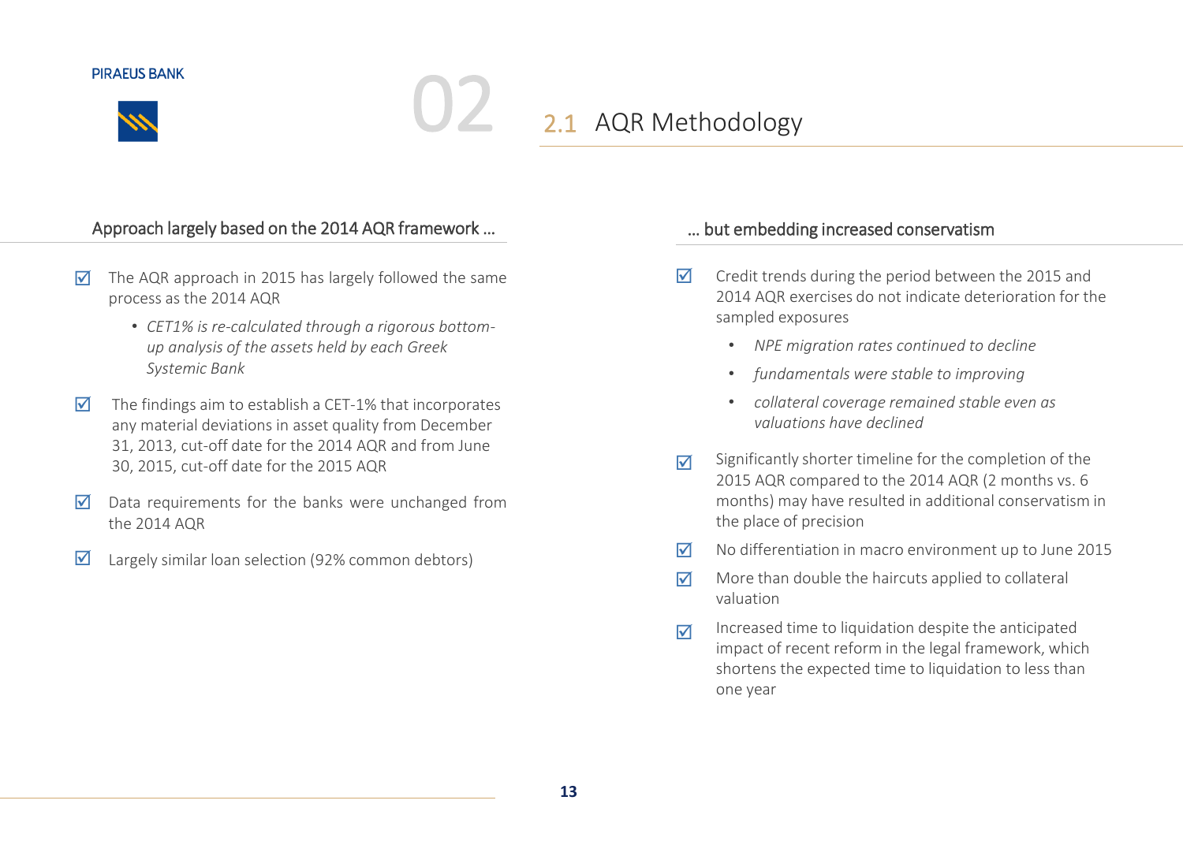# 02 2.1 AQR Methodology

## Approach largely based on the 2014 AQR framework …

- ☑ The AQR approach in 2015 has largely followed the same process as the 2014 AQR
  - *CET1% is re-calculated through a rigorous bottom-up analysis of the assets held by each Greek Systemic Bank*
- ☑ The findings aim to establish a CET-1% that incorporates any material deviations in asset quality from December 31, 2013, cut-off date for the 2014 AQR and from June 30, 2015, cut-off date for the 2015 AQR
- ☑ Data requirements for the banks were unchanged from the 2014 AQR
- ☑ Largely similar loan selection (92% common debtors)

## … but embedding increased conservatism

- ☑ Credit trends during the period between the 2015 and 2014 AQR exercises do not indicate deterioration for the sampled exposures
  - *NPE migration rates continued to decline*
  - *fundamentals were stable to improving*
  - *collateral coverage remained stable even as valuations have declined*
- ☑ Significantly shorter timeline for the completion of the 2015 AQR compared to the 2014 AQR (2 months vs. 6 months) may have resulted in additional conservatism in the place of precision
- ☑ No differentiation in macro environment up to June 2015
- ☑ More than double the haircuts applied to collateral valuation
- ☑ Increased time to liquidation despite the anticipated impact of recent reform in the legal framework, which shortens the expected time to liquidation to less than one year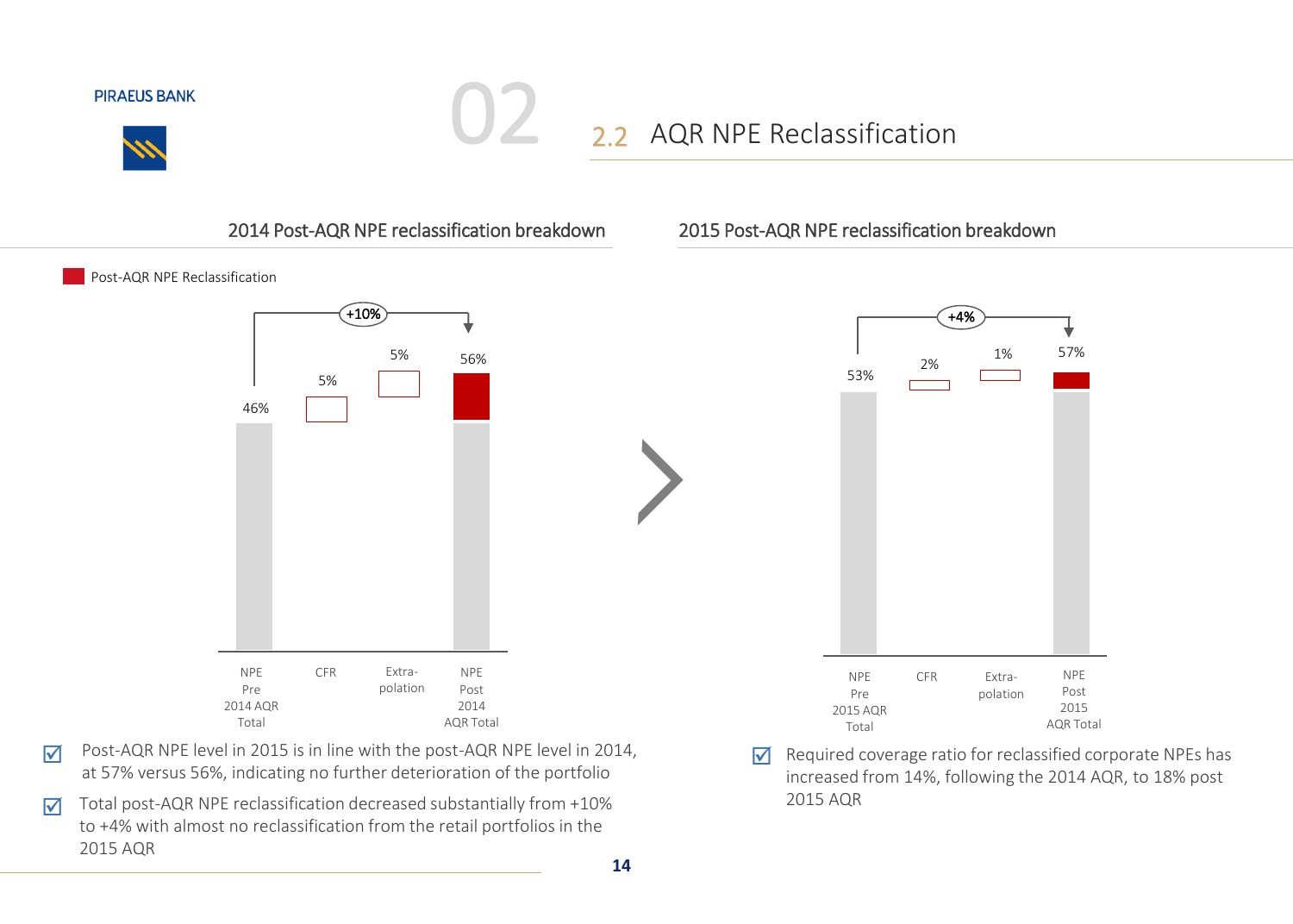## 2.2 AQR NPE Reclassification

### 2014 Post-AQR NPE reclassification breakdown

Post-AQR NPE Reclassification

| NPE Pre 2014 AQR Total | CFR | Extra-polation | NPE Post 2014 AQR Total |
|---|---|---|---|
| 46% | 5% | 5% | 56% |

+10%

### 2015 Post-AQR NPE reclassification breakdown

| NPE Pre 2015 AQR Total | CFR | Extra-polation | NPE Post 2015 AQR Total |
|---|---|---|---|
| 53% | 2% | 1% | 57% |

+4%

- ☑ Post-AQR NPE level in 2015 is in line with the post-AQR NPE level in 2014, at 57% versus 56%, indicating no further deterioration of the portfolio
- ☑ Total post-AQR NPE reclassification decreased substantially from +10% to +4% with almost no reclassification from the retail portfolios in the 2015 AQR
- ☑ Required coverage ratio for reclassified corporate NPEs has increased from 14%, following the 2014 AQR, to 18% post 2015 AQR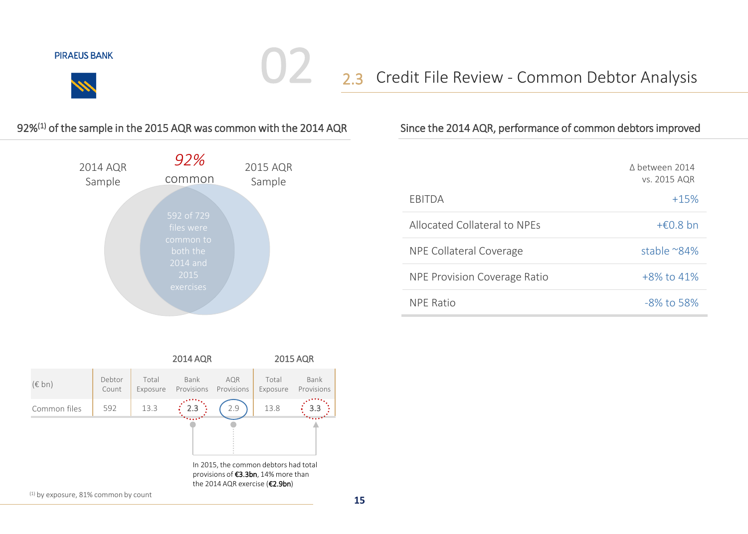## 2.3 Credit File Review - Common Debtor Analysis

### 92%[1] of the sample in the 2015 AQR was common with the 2014 AQR

2014 AQR Sample | *92%* common | 2015 AQR Sample

592 of 729 files were common to both the 2014 and 2015 exercises

| (€ bn) | Debtor Count | 2014 AQR Total Exposure | 2014 AQR Bank Provisions | 2014 AQR AQR Provisions | 2015 AQR Total Exposure | 2015 AQR Bank Provisions |
|---|---|---|---|---|---|---|
| Common files | 592 | 13.3 | 2.3 | 2.9 | 13.8 | 3.3 |

In 2015, the common debtors had total provisions of **€3.3bn**, 14% more than the 2014 AQR exercise (**€2.9bn**)

### Since the 2014 AQR, performance of common debtors improved

| | Δ between 2014 vs. 2015 AQR |
|---|---|
| EBITDA | +15% |
| Allocated Collateral to NPEs | +€0.8 bn |
| NPE Collateral Coverage | stable ~84% |
| NPE Provision Coverage Ratio | +8% to 41% |
| NPE Ratio | -8% to 58% |

[1] by exposure, 81% common by count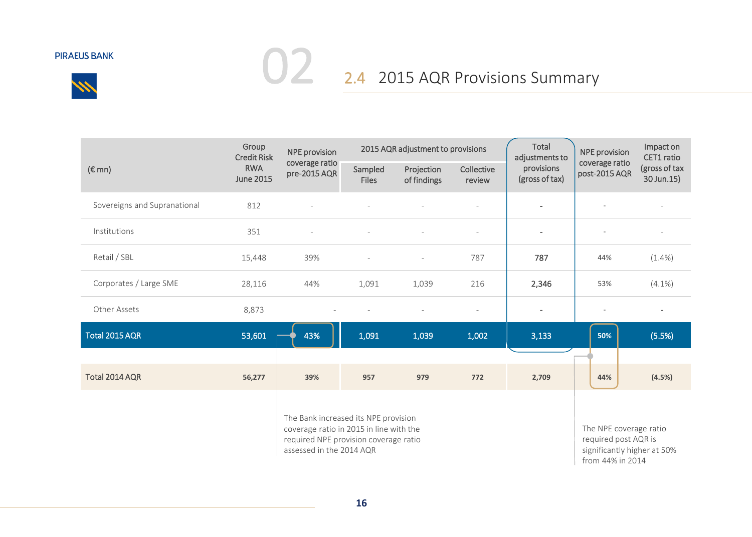## 2.4 2015 AQR Provisions Summary

| (€ mn) | Group Credit Risk RWA June 2015 | NPE provision coverage ratio pre-2015 AQR | 2015 AQR adjustment to provisions | | | Total adjustments to provisions (gross of tax) | NPE provision coverage ratio post-2015 AQR | Impact on CET1 ratio (gross of tax 30 Jun.15) |
|---|---|---|---|---|---|---|---|---|
| | | | Sampled Files | Projection of findings | Collective review | | | |
| Sovereigns and Supranational | 812 | - | - | - | - | - | - | - |
| Institutions | 351 | - | - | - | - | - | - | - |
| Retail / SBL | 15,448 | 39% | - | - | 787 | 787 | 44% | (1.4%) |
| Corporates / Large SME | 28,116 | 44% | 1,091 | 1,039 | 216 | 2,346 | 53% | (4.1%) |
| Other Assets | 8,873 | - | - | - | - | - | - | - |
| **Total 2015 AQR** | **53,601** | **43%** | **1,091** | **1,039** | **1,002** | **3,133** | **50%** | **(5.5%)** |
| **Total 2014 AQR** | **56,277** | **39%** | **957** | **979** | **772** | **2,709** | **44%** | **(4.5%)** |

The Bank increased its NPE provision coverage ratio in 2015 in line with the required NPE provision coverage ratio assessed in the 2014 AQR

The NPE coverage ratio required post AQR is significantly higher at 50% from 44% in 2014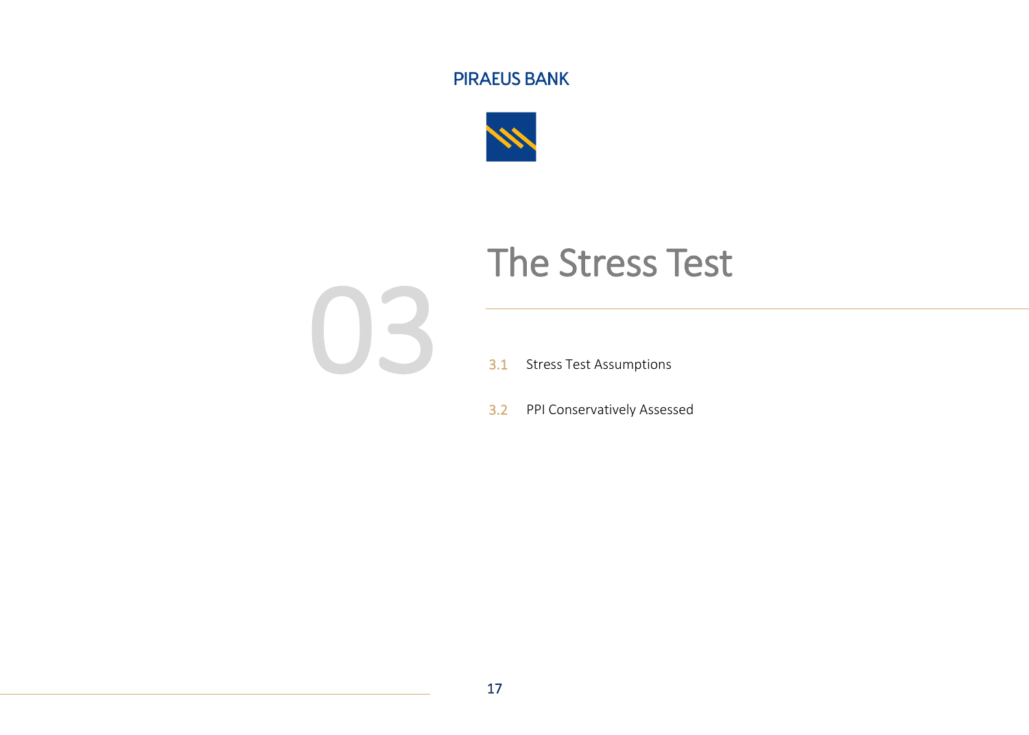PIRAEUS BANK

# 03 The Stress Test

3.1 Stress Test Assumptions

3.2 PPI Conservatively Assessed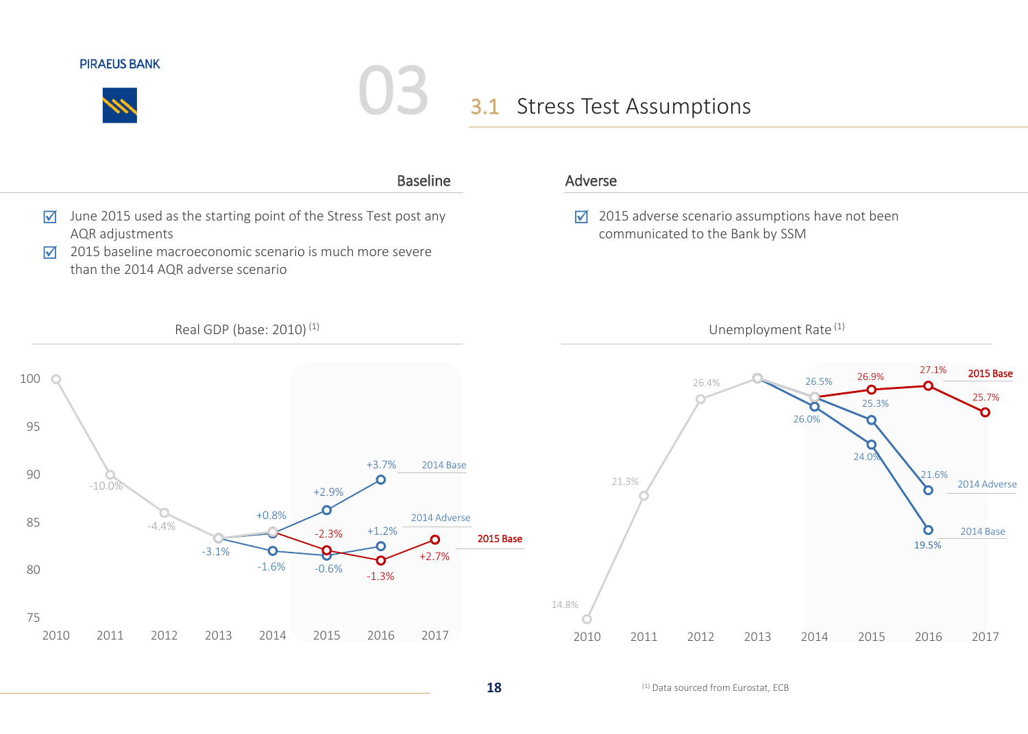# 3.1 Stress Test Assumptions

## Baseline

- ☑ June 2015 used as the starting point of the Stress Test post any AQR adjustments
- ☑ 2015 baseline macroeconomic scenario is much more severe than the 2014 AQR adverse scenario

## Adverse

- ☑ 2015 adverse scenario assumptions have not been communicated to the Bank by SSM

### Real GDP (base: 2010) [1]

| Year | Historical | 2014 Base | 2014 Adverse | 2015 Base |
|---|---|---|---|---|
| 2010 | 100 | | | |
| 2011 | -10.0% | | | |
| 2012 | -4.4% | | | |
| 2013 | -3.1% | | | |
| 2014 | | +0.8% | -1.6% | |
| 2015 | | +2.9% | -0.6% | -2.3% |
| 2016 | | +3.7% | +1.2% | -1.3% |
| 2017 | | | | +2.7% |

### Unemployment Rate [1]

| Year | Historical | 2014 Base | 2014 Adverse | 2015 Base |
|---|---|---|---|---|
| 2010 | 14.8% | | | |
| 2011 | 21.3% | | | |
| 2012 | 26.4% | | | |
| 2013 | | | | |
| 2014 | | 26.0% | 26.5% | |
| 2015 | | 24.0% | 25.3% | 26.9% |
| 2016 | | 19.5% | 21.6% | 27.1% |
| 2017 | | | | 25.7% |

[1] Data sourced from Eurostat, ECB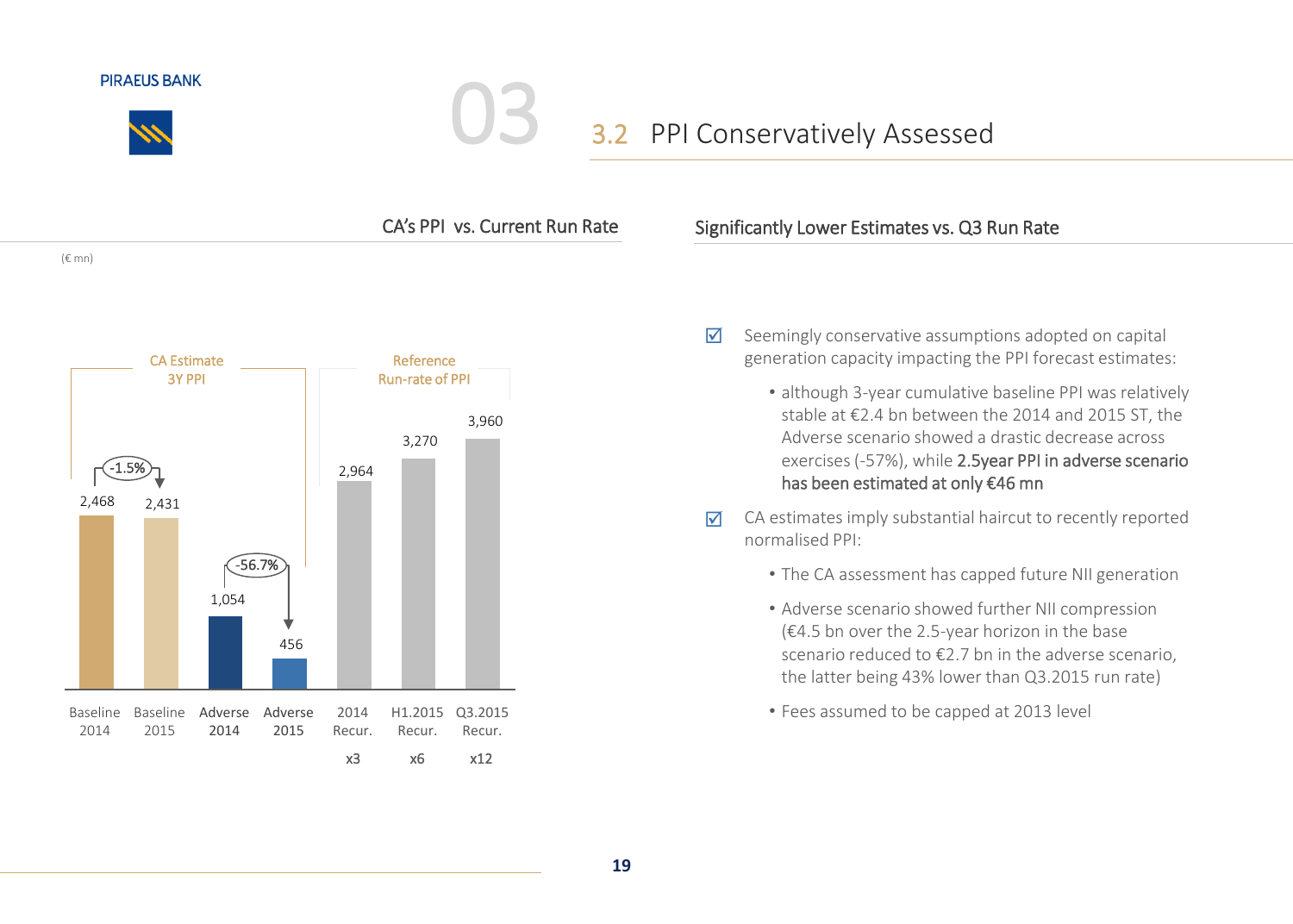# 3.2 PPI Conservatively Assessed

## CA's PPI vs. Current Run Rate

(€ mn)

| | Baseline 2014 | Baseline 2015 | Adverse 2014 | Adverse 2015 | 2014 Recur. x3 | H1.2015 Recur. x6 | Q3.2015 Recur. x12 |
|---|---|---|---|---|---|---|---|
| | CA Estimate 3Y PPI | | | | Reference Run-rate of PPI | | |
| PPI | 2,468 | 2,431 | 1,054 | 456 | 2,964 | 3,270 | 3,960 |
| Change | | -1.5% | | -56.7% | | | |

## Significantly Lower Estimates vs. Q3 Run Rate

- ☑ Seemingly conservative assumptions adopted on capital generation capacity impacting the PPI forecast estimates:
  - although 3-year cumulative baseline PPI was relatively stable at €2.4 bn between the 2014 and 2015 ST, the Adverse scenario showed a drastic decrease across exercises (-57%), while **2.5year PPI in adverse scenario has been estimated at only €46 mn**
- ☑ CA estimates imply substantial haircut to recently reported normalised PPI:
  - The CA assessment has capped future NII generation
  - Adverse scenario showed further NII compression (€4.5 bn over the 2.5-year horizon in the base scenario reduced to €2.7 bn in the adverse scenario, the latter being 43% lower than Q3.2015 run rate)
  - Fees assumed to be capped at 2013 level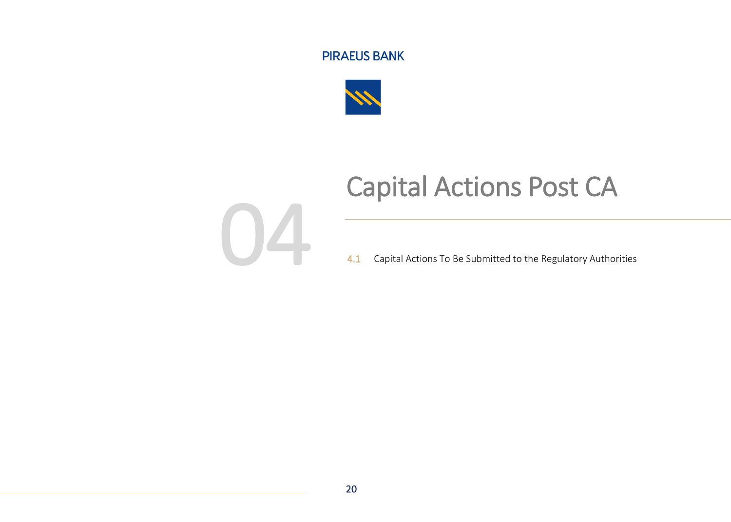# 04 Capital Actions Post CA

4.1 Capital Actions To Be Submitted to the Regulatory Authorities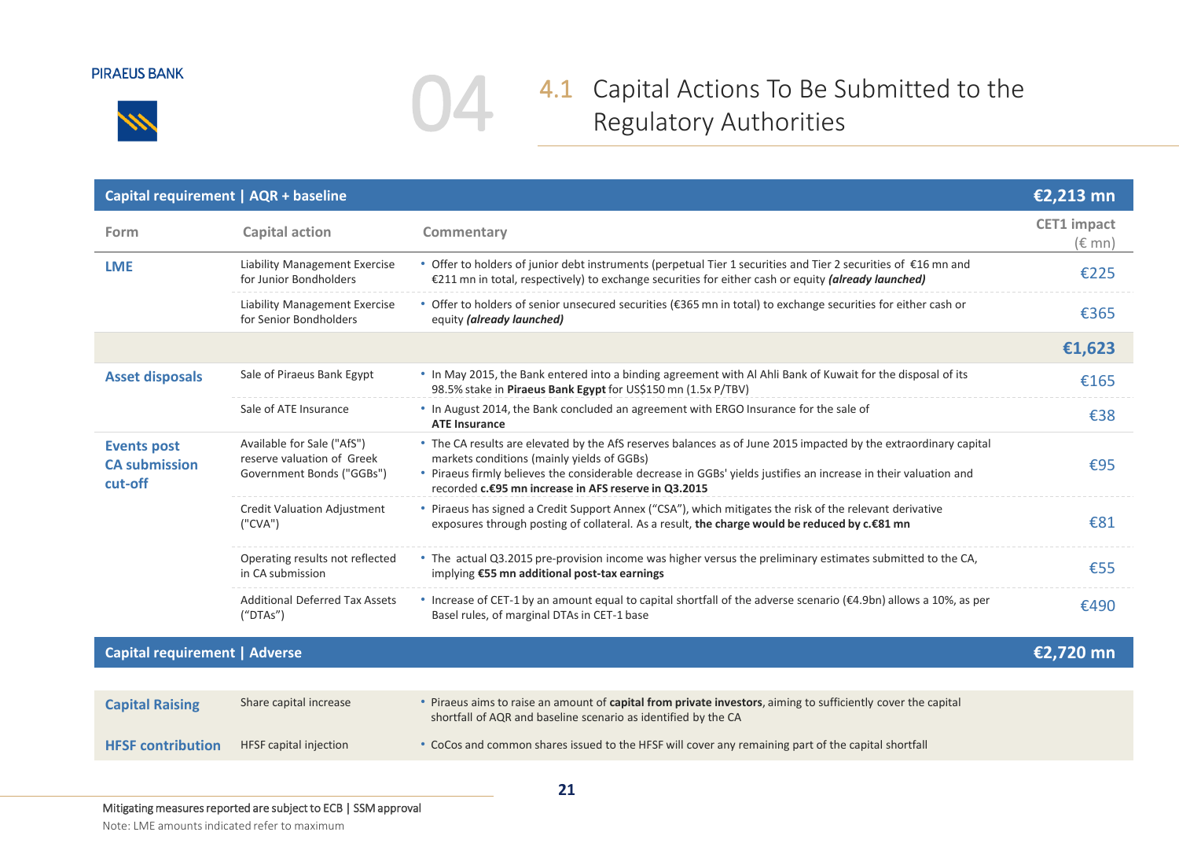## 04 4.1 Capital Actions To Be Submitted to the Regulatory Authorities

| Form | Capital action | Commentary | CET1 impact (€ mn) |
|---|---|---|---|
| **Capital requirement \| AQR + baseline** | | | **€2,213 mn** |
| **LME** | Liability Management Exercise for Junior Bondholders | • Offer to holders of junior debt instruments (perpetual Tier 1 securities and Tier 2 securities of €16 mn and €211 mn in total, respectively) to exchange securities for either cash or equity ***(already launched)*** | €225 |
| | Liability Management Exercise for Senior Bondholders | • Offer to holders of senior unsecured securities (€365 mn in total) to exchange securities for either cash or equity ***(already launched)*** | €365 |
| | | | **€1,623** |
| **Asset disposals** | Sale of Piraeus Bank Egypt | • In May 2015, the Bank entered into a binding agreement with Al Ahli Bank of Kuwait for the disposal of its 98.5% stake in **Piraeus Bank Egypt** for US$150 mn (1.5x P/TBV) | €165 |
| | Sale of ATE Insurance | • In August 2014, the Bank concluded an agreement with ERGO Insurance for the sale of **ATE Insurance** | €38 |
| **Events post CA submission cut-off** | Available for Sale ("AfS") reserve valuation of Greek Government Bonds ("GGBs") | • The CA results are elevated by the AfS reserves balances as of June 2015 impacted by the extraordinary capital markets conditions (mainly yields of GGBs)<br>• Piraeus firmly believes the considerable decrease in GGBs' yields justifies an increase in their valuation and recorded **c.€95 mn increase in AFS reserve in Q3.2015** | €95 |
| | Credit Valuation Adjustment ("CVA") | • Piraeus has signed a Credit Support Annex ("CSA"), which mitigates the risk of the relevant derivative exposures through posting of collateral. As a result, **the charge would be reduced by c.€81 mn** | €81 |
| | Operating results not reflected in CA submission | • The actual Q3.2015 pre-provision income was higher versus the preliminary estimates submitted to the CA, implying **€55 mn additional post-tax earnings** | €55 |
| | Additional Deferred Tax Assets ("DTAs") | • Increase of CET-1 by an amount equal to capital shortfall of the adverse scenario (€4.9bn) allows a 10%, as per Basel rules, of marginal DTAs in CET-1 base | €490 |
| **Capital requirement \| Adverse** | | | **€2,720 mn** |
| **Capital Raising** | Share capital increase | • Piraeus aims to raise an amount of **capital from private investors**, aiming to sufficiently cover the capital shortfall of AQR and baseline scenario as identified by the CA | |
| **HFSF contribution** | HFSF capital injection | • CoCos and common shares issued to the HFSF will cover any remaining part of the capital shortfall | |

Mitigating measures reported are subject to ECB | SSM approval

Note: LME amounts indicated refer to maximum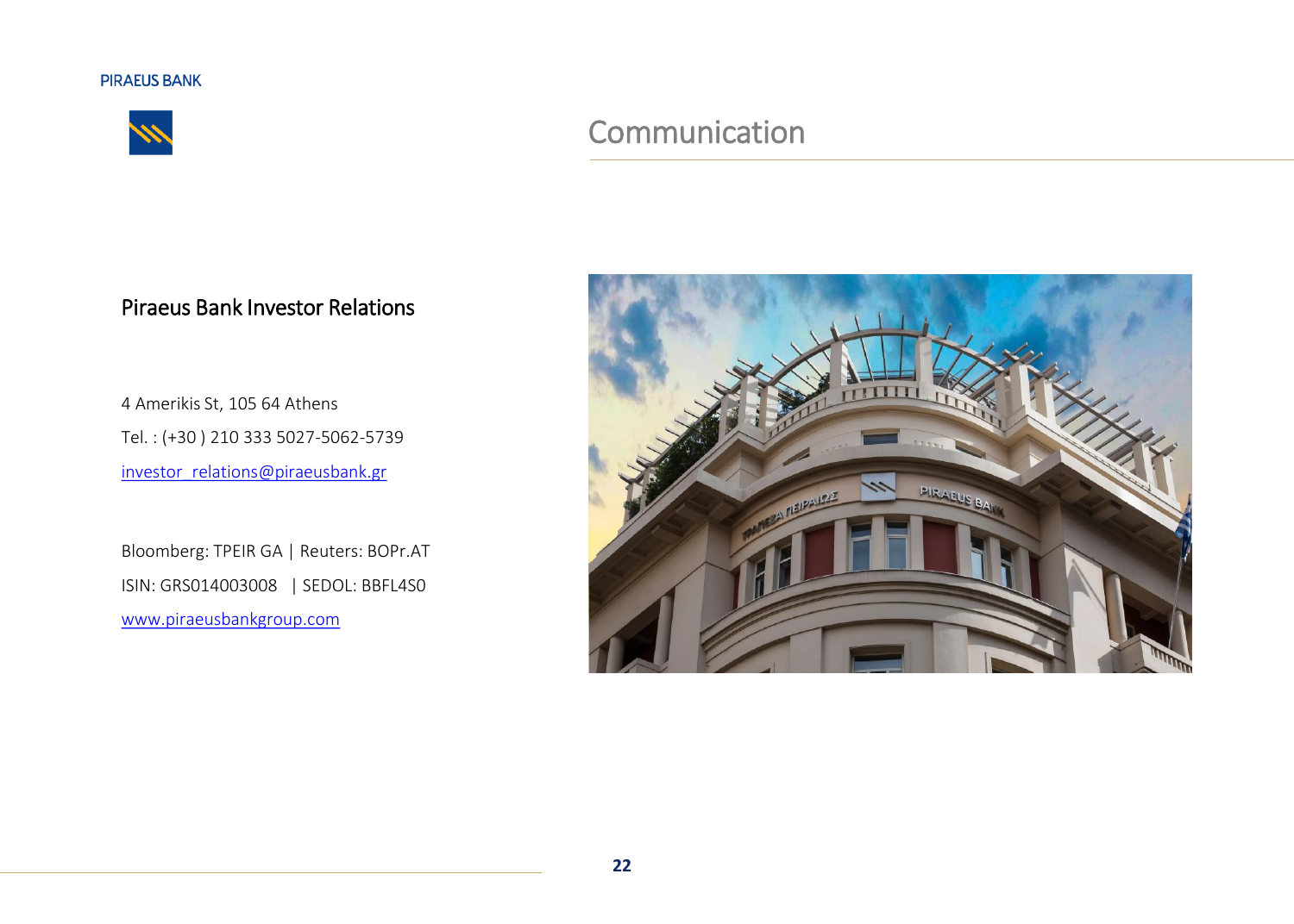# Communication

## Piraeus Bank Investor Relations

4 Amerikis St, 105 64 Athens

Tel. : (+30 ) 210 333 5027-5062-5739

investor_relations@piraeusbank.gr

Bloomberg: TPEIR GA | Reuters: BOPr.AT

ISIN: GRS014003008 | SEDOL: BBFL4S0

www.piraeusbankgroup.com